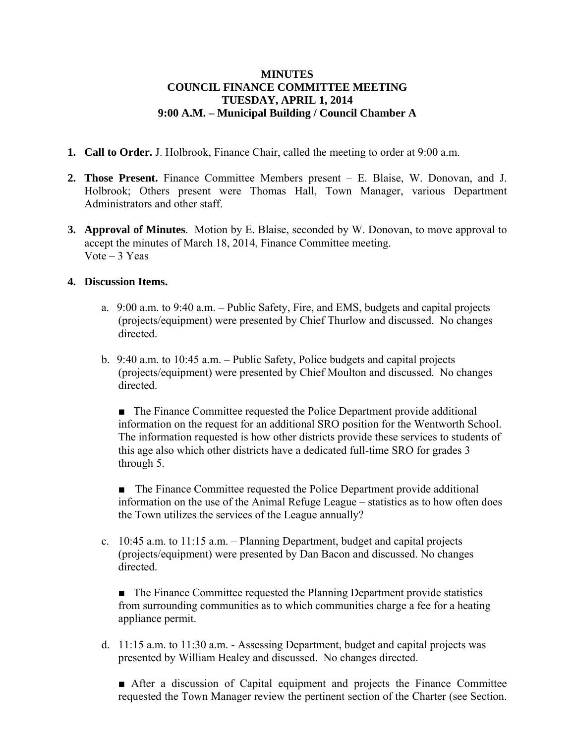**MINUTES**
**COUNCIL FINANCE COMMITTEE MEETING**
**TUESDAY, APRIL 1, 2014**
**9:00 A.M. – Municipal Building / Council Chamber A**

1. **Call to Order.** J. Holbrook, Finance Chair, called the meeting to order at 9:00 a.m.

2. **Those Present.** Finance Committee Members present – E. Blaise, W. Donovan, and J. Holbrook; Others present were Thomas Hall, Town Manager, various Department Administrators and other staff.

3. **Approval of Minutes**. Motion by E. Blaise, seconded by W. Donovan, to move approval to accept the minutes of March 18, 2014, Finance Committee meeting.
   Vote – 3 Yeas

4. **Discussion Items.**

   a. 9:00 a.m. to 9:40 a.m. – Public Safety, Fire, and EMS, budgets and capital projects (projects/equipment) were presented by Chief Thurlow and discussed. No changes directed.

   b. 9:40 a.m. to 10:45 a.m. – Public Safety, Police budgets and capital projects (projects/equipment) were presented by Chief Moulton and discussed. No changes directed.

      ■ The Finance Committee requested the Police Department provide additional information on the request for an additional SRO position for the Wentworth School. The information requested is how other districts provide these services to students of this age also which other districts have a dedicated full-time SRO for grades 3 through 5.

      ■ The Finance Committee requested the Police Department provide additional information on the use of the Animal Refuge League – statistics as to how often does the Town utilizes the services of the League annually?

   c. 10:45 a.m. to 11:15 a.m. – Planning Department, budget and capital projects (projects/equipment) were presented by Dan Bacon and discussed. No changes directed.

      ■ The Finance Committee requested the Planning Department provide statistics from surrounding communities as to which communities charge a fee for a heating appliance permit.

   d. 11:15 a.m. to 11:30 a.m. - Assessing Department, budget and capital projects was presented by William Healey and discussed. No changes directed.

      ■ After a discussion of Capital equipment and projects the Finance Committee requested the Town Manager review the pertinent section of the Charter (see Section.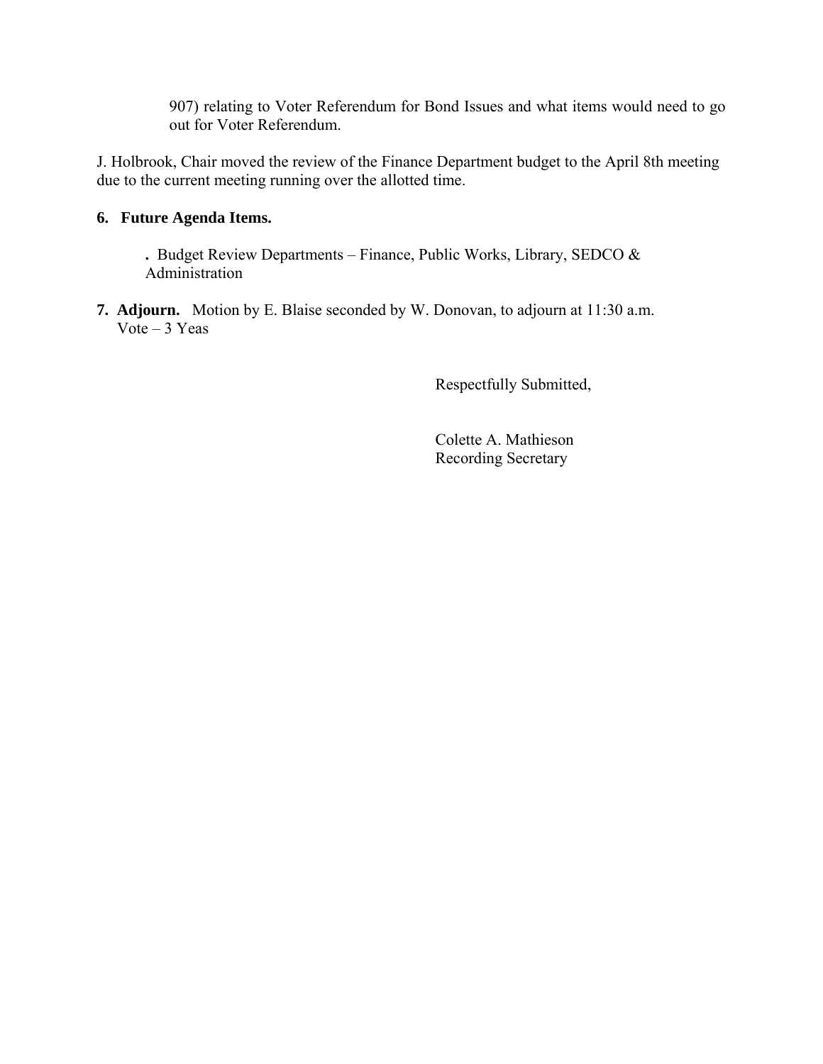907) relating to Voter Referendum for Bond Issues and what items would need to go out for Voter Referendum.

J. Holbrook, Chair moved the review of the Finance Department budget to the April 8th meeting due to the current meeting running over the allotted time.

**6. Future Agenda Items.**

- Budget Review Departments – Finance, Public Works, Library, SEDCO & Administration

**7. Adjourn.** Motion by E. Blaise seconded by W. Donovan, to adjourn at 11:30 a.m.
Vote – 3 Yeas

Respectfully Submitted,

Colette A. Mathieson
Recording Secretary